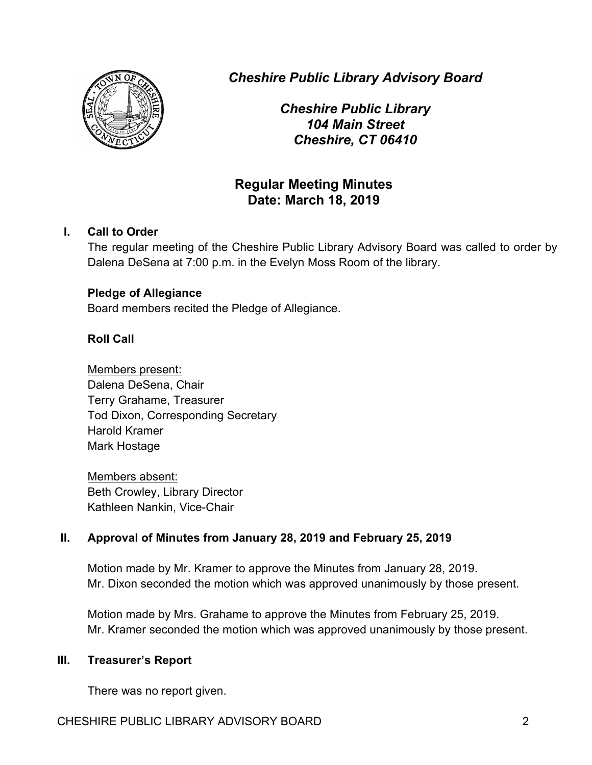*Cheshire Public Library Advisory Board*

*Cheshire Public Library*
*104 Main Street*
*Cheshire, CT 06410*

## Regular Meeting Minutes
## Date: March 18, 2019

### I. Call to Order

The regular meeting of the Cheshire Public Library Advisory Board was called to order by Dalena DeSena at 7:00 p.m. in the Evelyn Moss Room of the library.

**Pledge of Allegiance**

Board members recited the Pledge of Allegiance.

**Roll Call**

Members present:
Dalena DeSena, Chair
Terry Grahame, Treasurer
Tod Dixon, Corresponding Secretary
Harold Kramer
Mark Hostage

Members absent:
Beth Crowley, Library Director
Kathleen Nankin, Vice-Chair

### II. Approval of Minutes from January 28, 2019 and February 25, 2019

Motion made by Mr. Kramer to approve the Minutes from January 28, 2019.
Mr. Dixon seconded the motion which was approved unanimously by those present.

Motion made by Mrs. Grahame to approve the Minutes from February 25, 2019.
Mr. Kramer seconded the motion which was approved unanimously by those present.

### III. Treasurer's Report

There was no report given.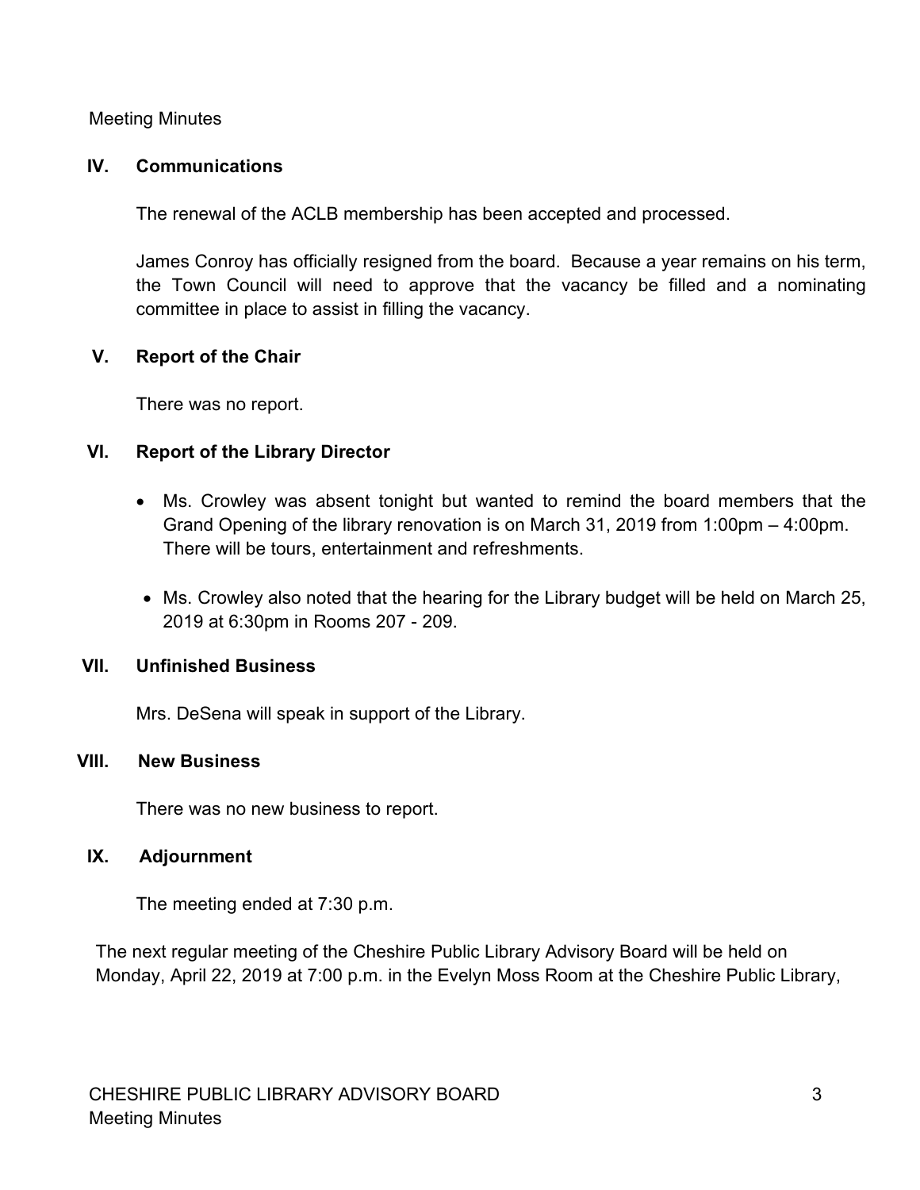## IV. Communications

The renewal of the ACLB membership has been accepted and processed.

James Conroy has officially resigned from the board. Because a year remains on his term, the Town Council will need to approve that the vacancy be filled and a nominating committee in place to assist in filling the vacancy.

## V. Report of the Chair

There was no report.

## VI. Report of the Library Director

- Ms. Crowley was absent tonight but wanted to remind the board members that the Grand Opening of the library renovation is on March 31, 2019 from 1:00pm – 4:00pm. There will be tours, entertainment and refreshments.
- Ms. Crowley also noted that the hearing for the Library budget will be held on March 25, 2019 at 6:30pm in Rooms 207 - 209.

## VII. Unfinished Business

Mrs. DeSena will speak in support of the Library.

## VIII. New Business

There was no new business to report.

## IX. Adjournment

The meeting ended at 7:30 p.m.

The next regular meeting of the Cheshire Public Library Advisory Board will be held on Monday, April 22, 2019 at 7:00 p.m. in the Evelyn Moss Room at the Cheshire Public Library,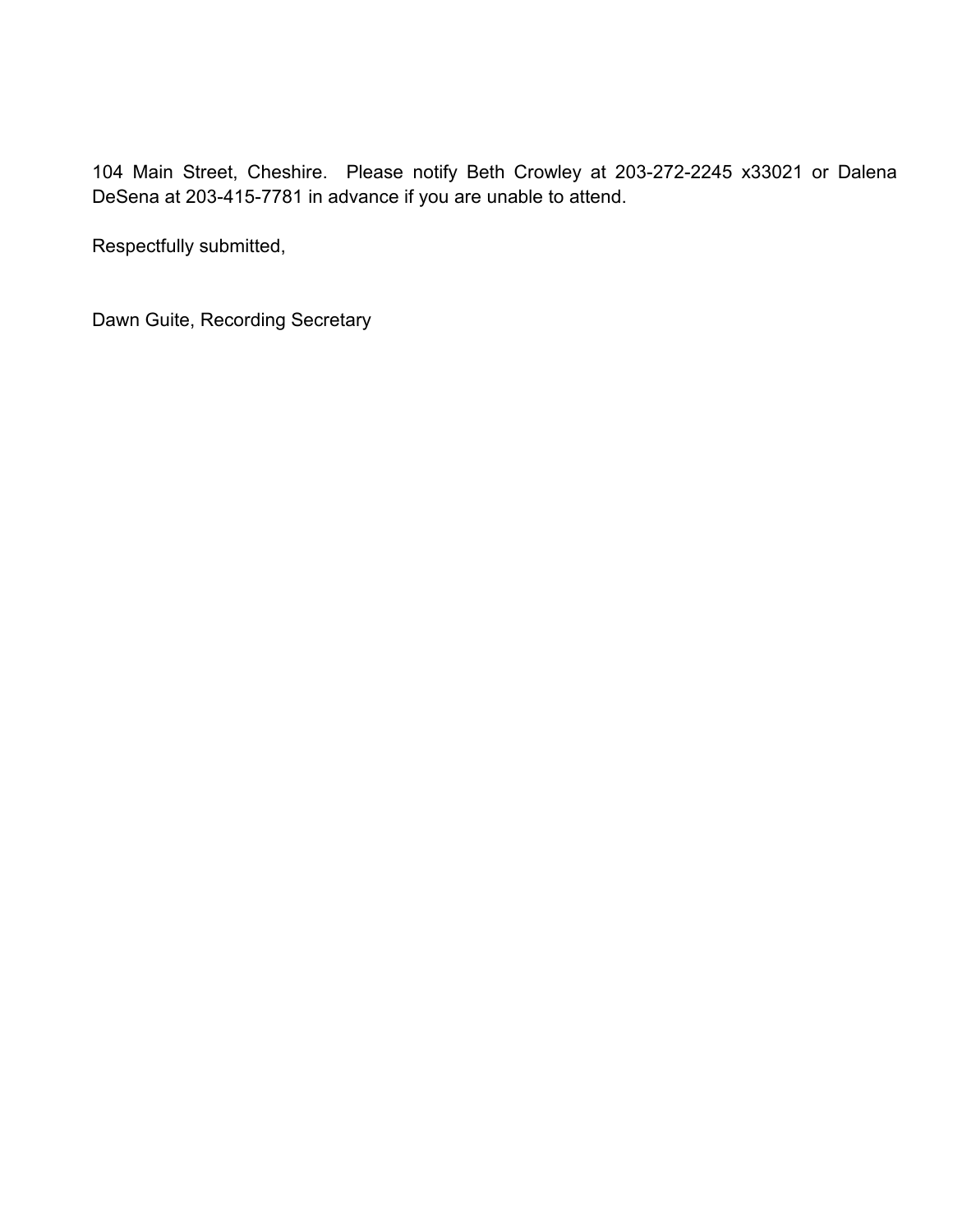104 Main Street, Cheshire. Please notify Beth Crowley at 203-272-2245 x33021 or Dalena DeSena at 203-415-7781 in advance if you are unable to attend.

Respectfully submitted,

Dawn Guite, Recording Secretary